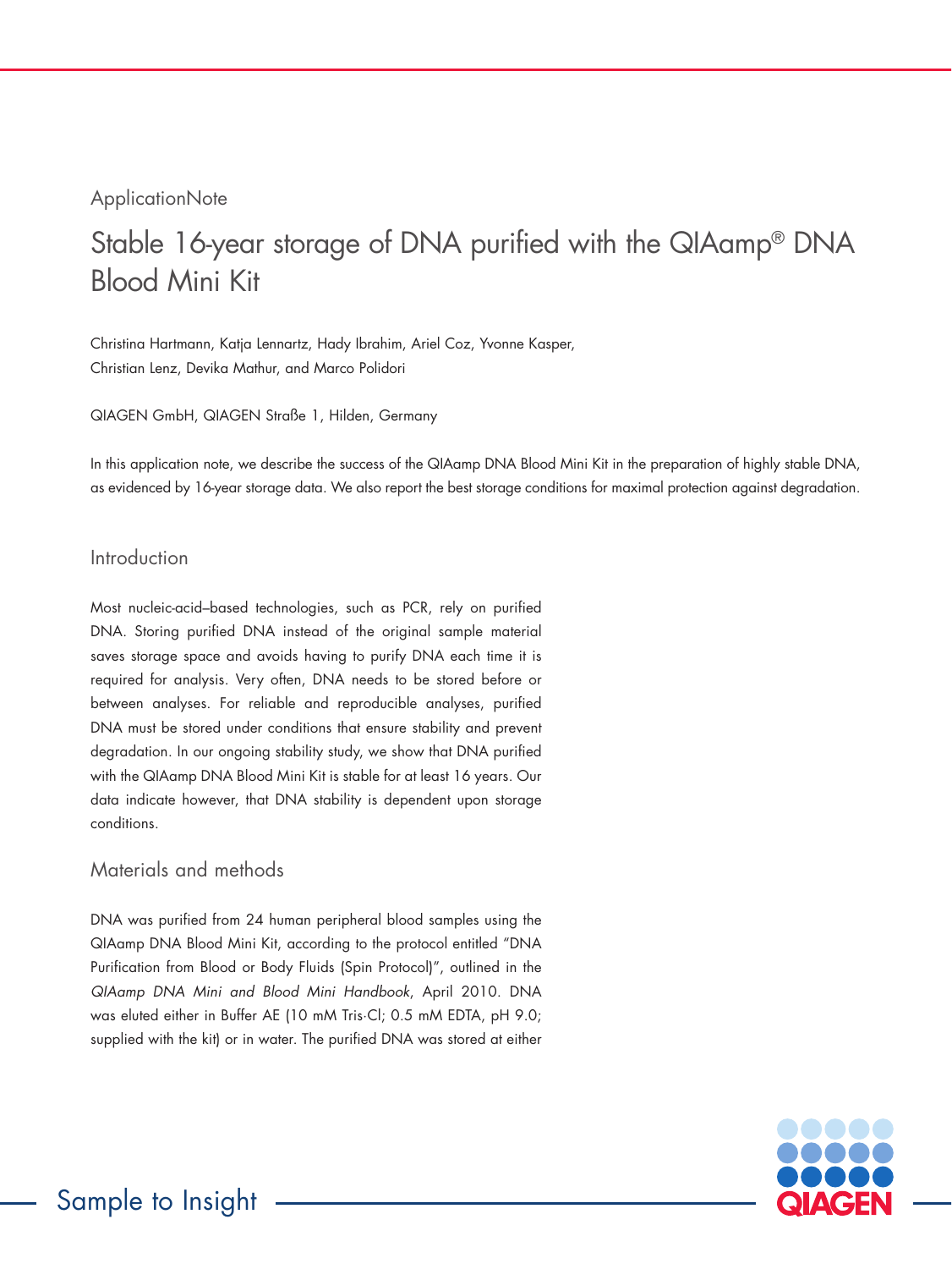ApplicationNote

# Stable 16-year storage of DNA purified with the QIAamp® DNA Blood Mini Kit

Christina Hartmann, Katja Lennartz, Hady Ibrahim, Ariel Coz, Yvonne Kasper, Christian Lenz, Devika Mathur, and Marco Polidori

QIAGEN GmbH, QIAGEN Straße 1, Hilden, Germany

In this application note, we describe the success of the QIAamp DNA Blood Mini Kit in the preparation of highly stable DNA, as evidenced by 16-year storage data. We also report the best storage conditions for maximal protection against degradation.

## Introduction

Most nucleic-acid–based technologies, such as PCR, rely on purified DNA. Storing purified DNA instead of the original sample material saves storage space and avoids having to purify DNA each time it is required for analysis. Very often, DNA needs to be stored before or between analyses. For reliable and reproducible analyses, purified DNA must be stored under conditions that ensure stability and prevent degradation. In our ongoing stability study, we show that DNA purified with the QIAamp DNA Blood Mini Kit is stable for at least 16 years. Our data indicate however, that DNA stability is dependent upon storage conditions.

## Materials and methods

DNA was purified from 24 human peripheral blood samples using the QIAamp DNA Blood Mini Kit, according to the protocol entitled "DNA Purification from Blood or Body Fluids (Spin Protocol)", outlined in the *QIAamp DNA Mini and Blood Mini Handbook*, April 2010. DNA was eluted either in Buffer AE (10 mM Tris·Cl; 0.5 mM EDTA, pH 9.0; supplied with the kit) or in water. The purified DNA was stored at either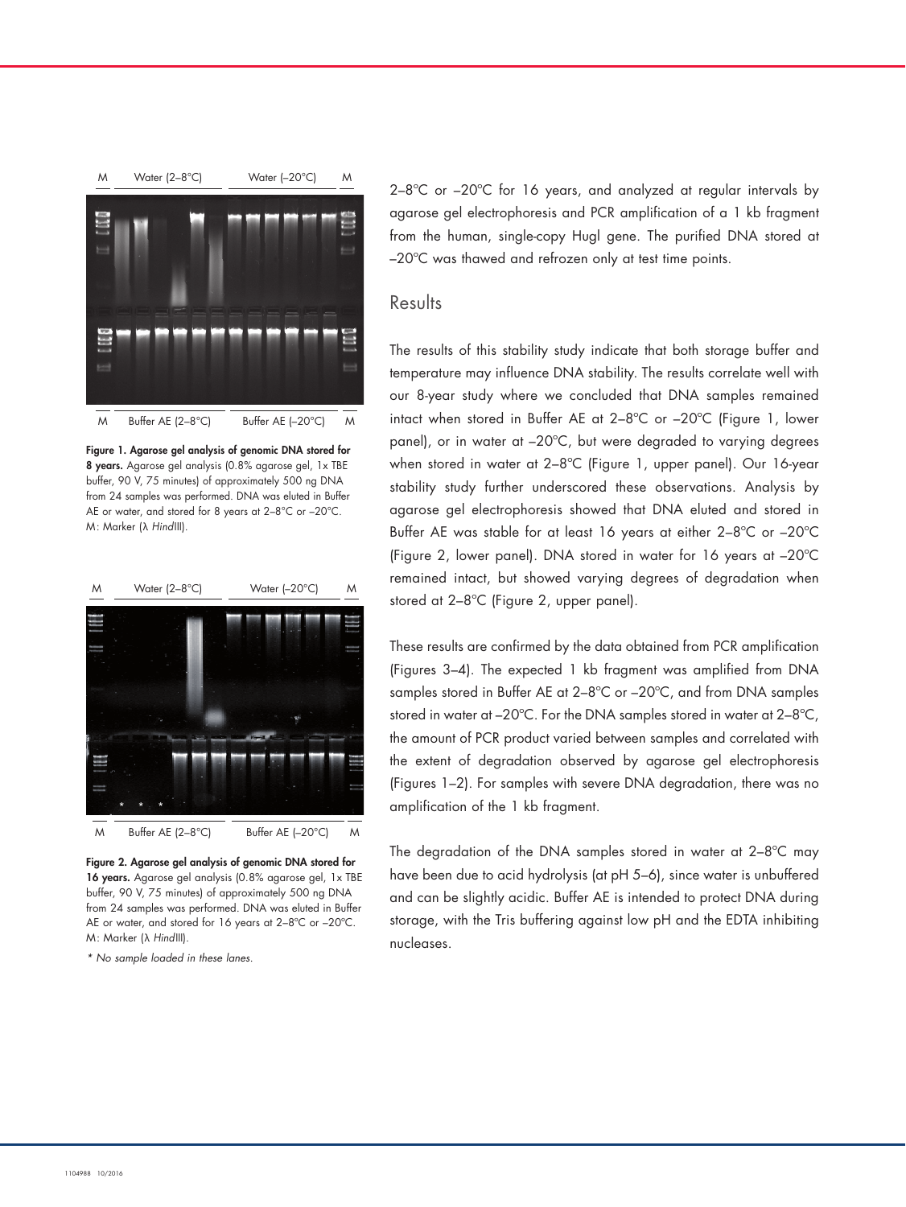M Water (2–8°C) Water (–20°C) M

M Buffer AE (2–8°C) Buffer AE (–20°C) M

**Figure 1. Agarose gel analysis of genomic DNA stored for 8 years.** Agarose gel analysis (0.8% agarose gel, 1x TBE buffer, 90 V, 75 minutes) of approximately 500 ng DNA from 24 samples was performed. DNA was eluted in Buffer AE or water, and stored for 8 years at 2–8°C or –20°C. M: Marker (λ *Hind*III).

M Water (2–8°C) Water (–20°C) M

M Buffer AE (2–8°C) Buffer AE (–20°C) M

**Figure 2. Agarose gel analysis of genomic DNA stored for 16 years.** Agarose gel analysis (0.8% agarose gel, 1x TBE buffer, 90 V, 75 minutes) of approximately 500 ng DNA from 24 samples was performed. DNA was eluted in Buffer AE or water, and stored for 16 years at 2–8°C or –20°C. M: Marker (λ *Hind*III).

*\* No sample loaded in these lanes.*

2–8°C or –20°C for 16 years, and analyzed at regular intervals by agarose gel electrophoresis and PCR amplification of a 1 kb fragment from the human, single-copy Hugl gene. The purified DNA stored at –20°C was thawed and refrozen only at test time points.

## Results

The results of this stability study indicate that both storage buffer and temperature may influence DNA stability. The results correlate well with our 8-year study where we concluded that DNA samples remained intact when stored in Buffer AE at 2–8°C or –20°C (Figure 1, lower panel), or in water at –20°C, but were degraded to varying degrees when stored in water at 2–8°C (Figure 1, upper panel). Our 16-year stability study further underscored these observations. Analysis by agarose gel electrophoresis showed that DNA eluted and stored in Buffer AE was stable for at least 16 years at either 2–8°C or –20°C (Figure 2, lower panel). DNA stored in water for 16 years at –20°C remained intact, but showed varying degrees of degradation when stored at 2–8°C (Figure 2, upper panel).

These results are confirmed by the data obtained from PCR amplification (Figures 3–4). The expected 1 kb fragment was amplified from DNA samples stored in Buffer AE at 2–8°C or –20°C, and from DNA samples stored in water at –20°C. For the DNA samples stored in water at 2–8°C, the amount of PCR product varied between samples and correlated with the extent of degradation observed by agarose gel electrophoresis (Figures 1–2). For samples with severe DNA degradation, there was no amplification of the 1 kb fragment.

The degradation of the DNA samples stored in water at 2–8°C may have been due to acid hydrolysis (at pH 5–6), since water is unbuffered and can be slightly acidic. Buffer AE is intended to protect DNA during storage, with the Tris buffering against low pH and the EDTA inhibiting nucleases.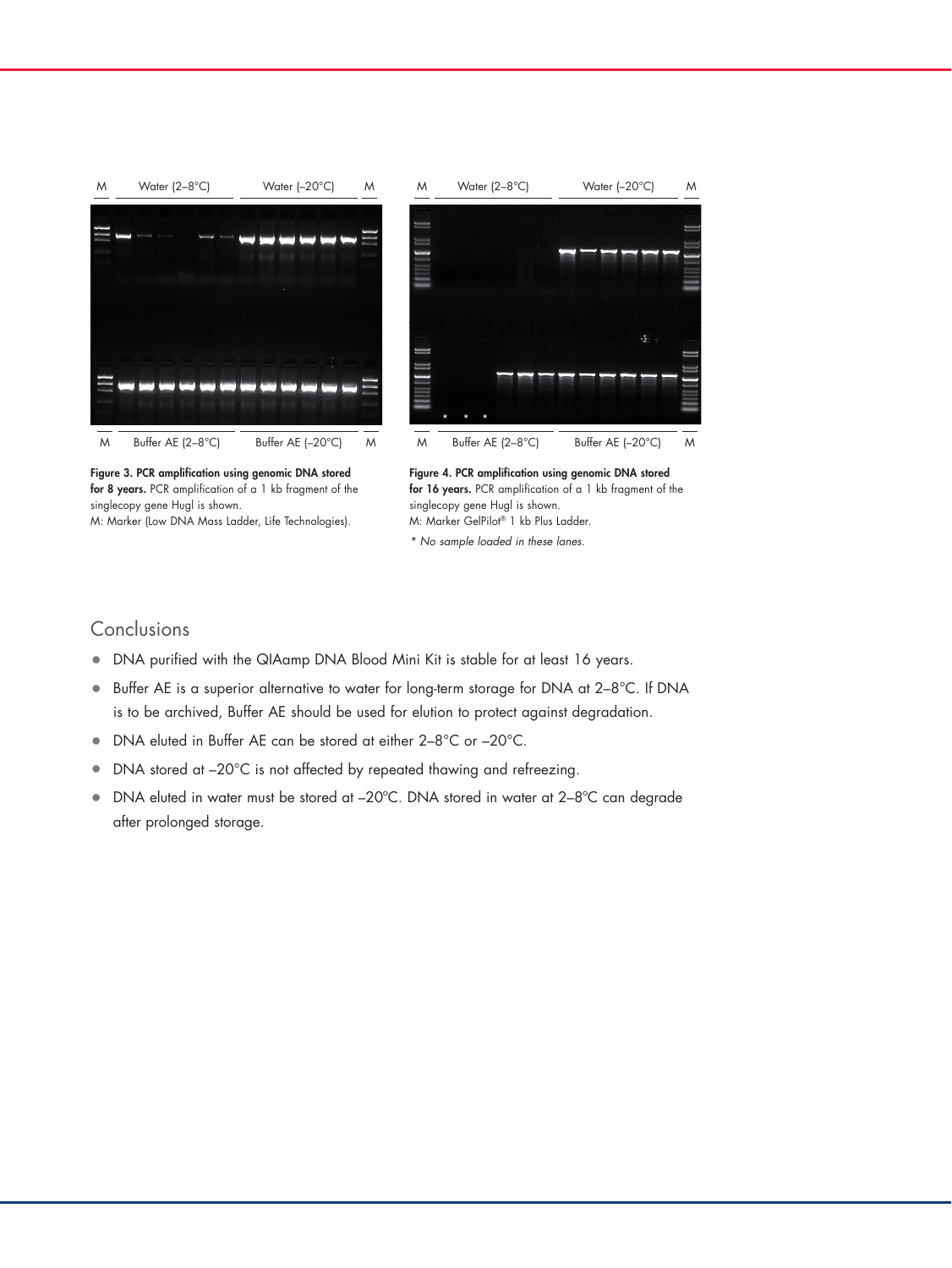**Figure 3. PCR amplification using genomic DNA stored for 8 years.** PCR amplification of a 1 kb fragment of the singlecopy gene HugI is shown.
M: Marker (Low DNA Mass Ladder, Life Technologies).

**Figure 4. PCR amplification using genomic DNA stored for 16 years.** PCR amplification of a 1 kb fragment of the singlecopy gene HugI is shown.
M: Marker GelPilot® 1 kb Plus Ladder.

*\* No sample loaded in these lanes.*

## Conclusions

- DNA purified with the QIAamp DNA Blood Mini Kit is stable for at least 16 years.
- Buffer AE is a superior alternative to water for long-term storage for DNA at 2–8°C. If DNA is to be archived, Buffer AE should be used for elution to protect against degradation.
- DNA eluted in Buffer AE can be stored at either 2–8°C or –20°C.
- DNA stored at –20°C is not affected by repeated thawing and refreezing.
- DNA eluted in water must be stored at –20ºC. DNA stored in water at 2–8ºC can degrade after prolonged storage.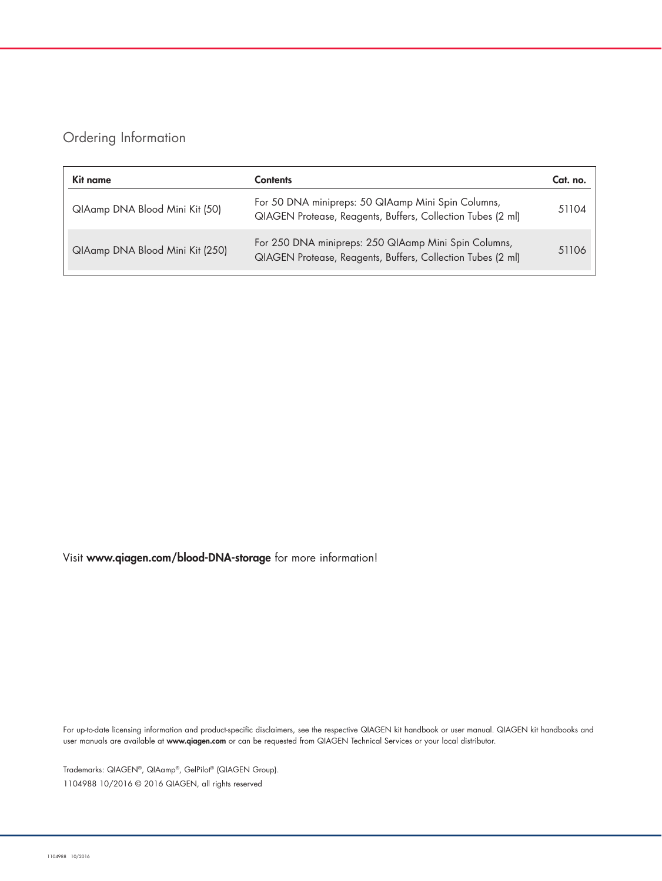## Ordering Information

| Kit name | Contents | Cat. no. |
| --- | --- | --- |
| QIAamp DNA Blood Mini Kit (50) | For 50 DNA minipreps: 50 QIAamp Mini Spin Columns, QIAGEN Protease, Reagents, Buffers, Collection Tubes (2 ml) | 51104 |
| QIAamp DNA Blood Mini Kit (250) | For 250 DNA minipreps: 250 QIAamp Mini Spin Columns, QIAGEN Protease, Reagents, Buffers, Collection Tubes (2 ml) | 51106 |

Visit **www.qiagen.com/blood-DNA-storage** for more information!

For up-to-date licensing information and product-specific disclaimers, see the respective QIAGEN kit handbook or user manual. QIAGEN kit handbooks and user manuals are available at **www.qiagen.com** or can be requested from QIAGEN Technical Services or your local distributor.

Trademarks: QIAGEN®, QIAamp®, GelPilot® (QIAGEN Group).
1104988 10/2016 © 2016 QIAGEN, all rights reserved